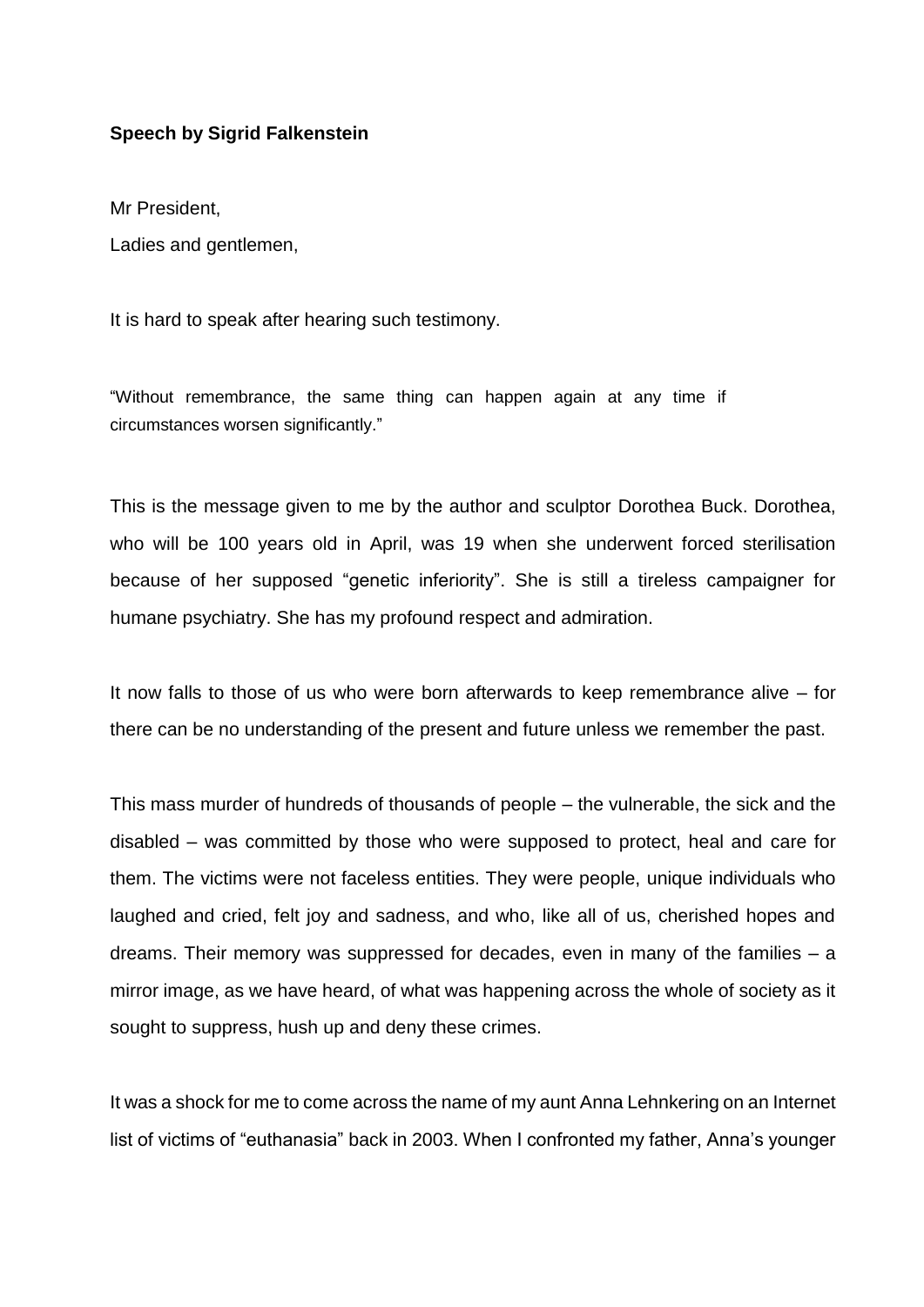**Speech by Sigrid Falkenstein**

Mr President,

Ladies and gentlemen,

It is hard to speak after hearing such testimony.

"Without remembrance, the same thing can happen again at any time if circumstances worsen significantly."

This is the message given to me by the author and sculptor Dorothea Buck. Dorothea, who will be 100 years old in April, was 19 when she underwent forced sterilisation because of her supposed "genetic inferiority". She is still a tireless campaigner for humane psychiatry. She has my profound respect and admiration.

It now falls to those of us who were born afterwards to keep remembrance alive – for there can be no understanding of the present and future unless we remember the past.

This mass murder of hundreds of thousands of people – the vulnerable, the sick and the disabled – was committed by those who were supposed to protect, heal and care for them. The victims were not faceless entities. They were people, unique individuals who laughed and cried, felt joy and sadness, and who, like all of us, cherished hopes and dreams. Their memory was suppressed for decades, even in many of the families – a mirror image, as we have heard, of what was happening across the whole of society as it sought to suppress, hush up and deny these crimes.

It was a shock for me to come across the name of my aunt Anna Lehnkering on an Internet list of victims of "euthanasia" back in 2003. When I confronted my father, Anna's younger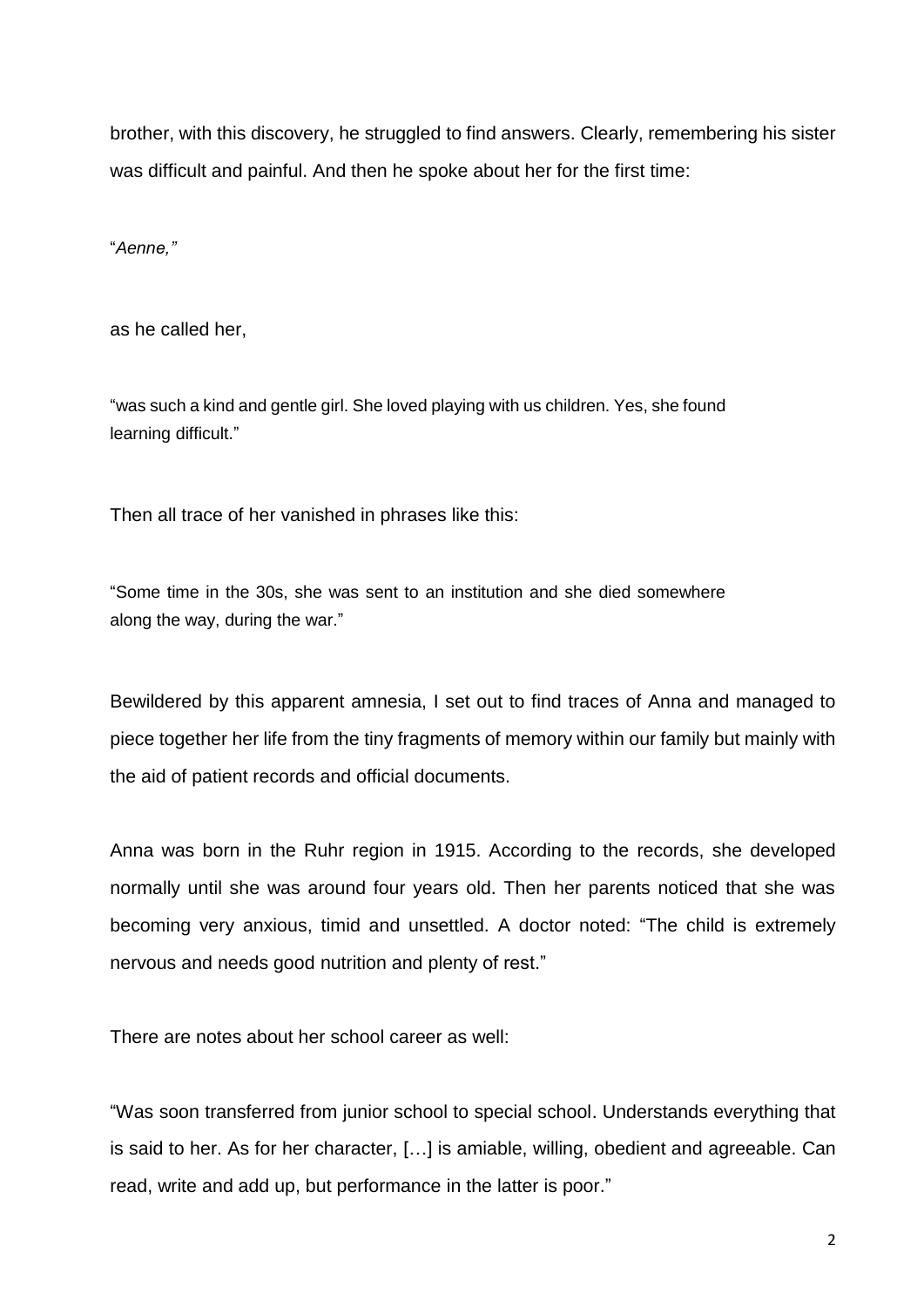brother, with this discovery, he struggled to find answers. Clearly, remembering his sister was difficult and painful. And then he spoke about her for the first time:

"*Aenne,"*

as he called her,

"was such a kind and gentle girl. She loved playing with us children. Yes, she found learning difficult."

Then all trace of her vanished in phrases like this:

"Some time in the 30s, she was sent to an institution and she died somewhere along the way, during the war."

Bewildered by this apparent amnesia, I set out to find traces of Anna and managed to piece together her life from the tiny fragments of memory within our family but mainly with the aid of patient records and official documents.

Anna was born in the Ruhr region in 1915. According to the records, she developed normally until she was around four years old. Then her parents noticed that she was becoming very anxious, timid and unsettled. A doctor noted: "The child is extremely nervous and needs good nutrition and plenty of rest."

There are notes about her school career as well:

"Was soon transferred from junior school to special school. Understands everything that is said to her. As for her character, […] is amiable, willing, obedient and agreeable. Can read, write and add up, but performance in the latter is poor."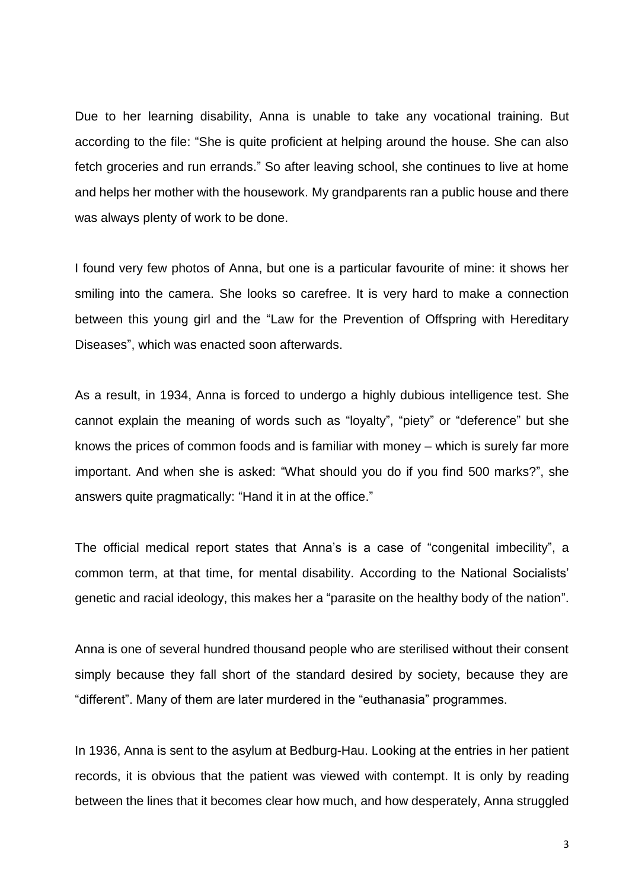Due to her learning disability, Anna is unable to take any vocational training. But according to the file: “She is quite proficient at helping around the house. She can also fetch groceries and run errands.” So after leaving school, she continues to live at home and helps her mother with the housework. My grandparents ran a public house and there was always plenty of work to be done.

I found very few photos of Anna, but one is a particular favourite of mine: it shows her smiling into the camera. She looks so carefree. It is very hard to make a connection between this young girl and the “Law for the Prevention of Offspring with Hereditary Diseases”, which was enacted soon afterwards.

As a result, in 1934, Anna is forced to undergo a highly dubious intelligence test. She cannot explain the meaning of words such as “loyalty”, “piety” or “deference” but she knows the prices of common foods and is familiar with money – which is surely far more important. And when she is asked: “What should you do if you find 500 marks?”, she answers quite pragmatically: “Hand it in at the office.”

The official medical report states that Anna’s is a case of “congenital imbecility”, a common term, at that time, for mental disability. According to the National Socialists’ genetic and racial ideology, this makes her a “parasite on the healthy body of the nation”.

Anna is one of several hundred thousand people who are sterilised without their consent simply because they fall short of the standard desired by society, because they are “different”. Many of them are later murdered in the “euthanasia” programmes.

In 1936, Anna is sent to the asylum at Bedburg-Hau. Looking at the entries in her patient records, it is obvious that the patient was viewed with contempt. It is only by reading between the lines that it becomes clear how much, and how desperately, Anna struggled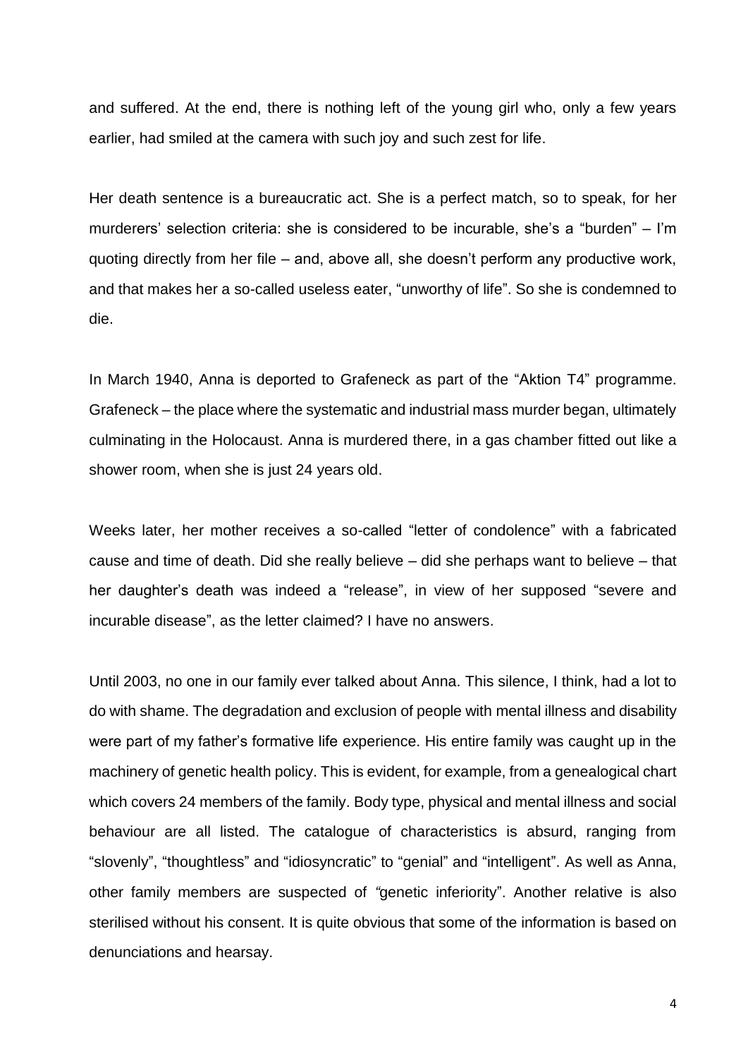and suffered. At the end, there is nothing left of the young girl who, only a few years earlier, had smiled at the camera with such joy and such zest for life.

Her death sentence is a bureaucratic act. She is a perfect match, so to speak, for her murderers' selection criteria: she is considered to be incurable, she's a "burden" – I'm quoting directly from her file – and, above all, she doesn't perform any productive work, and that makes her a so-called useless eater, "unworthy of life". So she is condemned to die.

In March 1940, Anna is deported to Grafeneck as part of the "Aktion T4" programme. Grafeneck – the place where the systematic and industrial mass murder began, ultimately culminating in the Holocaust. Anna is murdered there, in a gas chamber fitted out like a shower room, when she is just 24 years old.

Weeks later, her mother receives a so-called "letter of condolence" with a fabricated cause and time of death. Did she really believe – did she perhaps want to believe – that her daughter's death was indeed a "release", in view of her supposed "severe and incurable disease", as the letter claimed? I have no answers.

Until 2003, no one in our family ever talked about Anna. This silence, I think, had a lot to do with shame. The degradation and exclusion of people with mental illness and disability were part of my father's formative life experience. His entire family was caught up in the machinery of genetic health policy. This is evident, for example, from a genealogical chart which covers 24 members of the family. Body type, physical and mental illness and social behaviour are all listed. The catalogue of characteristics is absurd, ranging from "slovenly", "thoughtless" and "idiosyncratic" to "genial" and "intelligent". As well as Anna, other family members are suspected of "genetic inferiority". Another relative is also sterilised without his consent. It is quite obvious that some of the information is based on denunciations and hearsay.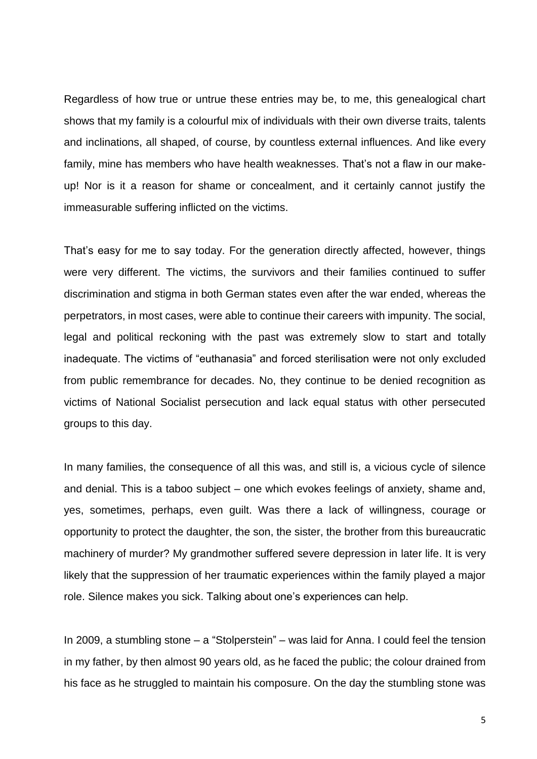Regardless of how true or untrue these entries may be, to me, this genealogical chart shows that my family is a colourful mix of individuals with their own diverse traits, talents and inclinations, all shaped, of course, by countless external influences. And like every family, mine has members who have health weaknesses. That's not a flaw in our make-up! Nor is it a reason for shame or concealment, and it certainly cannot justify the immeasurable suffering inflicted on the victims.

That's easy for me to say today. For the generation directly affected, however, things were very different. The victims, the survivors and their families continued to suffer discrimination and stigma in both German states even after the war ended, whereas the perpetrators, in most cases, were able to continue their careers with impunity. The social, legal and political reckoning with the past was extremely slow to start and totally inadequate. The victims of "euthanasia" and forced sterilisation were not only excluded from public remembrance for decades. No, they continue to be denied recognition as victims of National Socialist persecution and lack equal status with other persecuted groups to this day.

In many families, the consequence of all this was, and still is, a vicious cycle of silence and denial. This is a taboo subject – one which evokes feelings of anxiety, shame and, yes, sometimes, perhaps, even guilt. Was there a lack of willingness, courage or opportunity to protect the daughter, the son, the sister, the brother from this bureaucratic machinery of murder? My grandmother suffered severe depression in later life. It is very likely that the suppression of her traumatic experiences within the family played a major role. Silence makes you sick. Talking about one's experiences can help.

In 2009, a stumbling stone – a "Stolperstein" – was laid for Anna. I could feel the tension in my father, by then almost 90 years old, as he faced the public; the colour drained from his face as he struggled to maintain his composure. On the day the stumbling stone was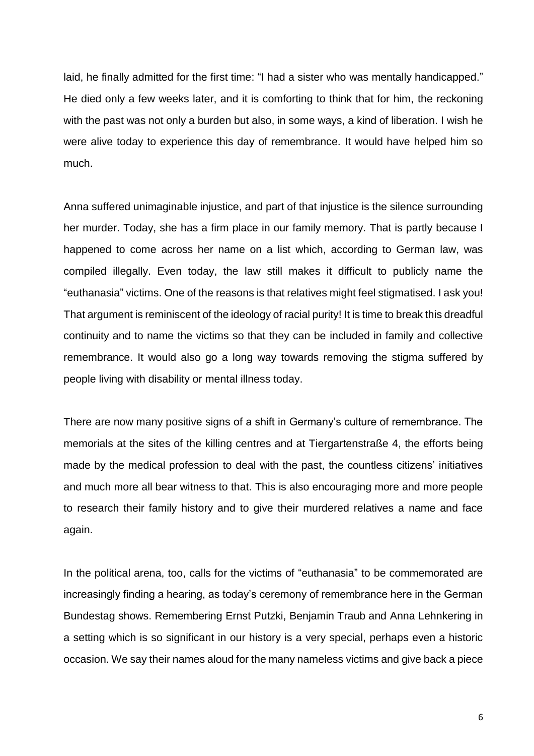laid, he finally admitted for the first time: "I had a sister who was mentally handicapped." He died only a few weeks later, and it is comforting to think that for him, the reckoning with the past was not only a burden but also, in some ways, a kind of liberation. I wish he were alive today to experience this day of remembrance. It would have helped him so much.

Anna suffered unimaginable injustice, and part of that injustice is the silence surrounding her murder. Today, she has a firm place in our family memory. That is partly because I happened to come across her name on a list which, according to German law, was compiled illegally. Even today, the law still makes it difficult to publicly name the "euthanasia" victims. One of the reasons is that relatives might feel stigmatised. I ask you! That argument is reminiscent of the ideology of racial purity! It is time to break this dreadful continuity and to name the victims so that they can be included in family and collective remembrance. It would also go a long way towards removing the stigma suffered by people living with disability or mental illness today.

There are now many positive signs of a shift in Germany's culture of remembrance. The memorials at the sites of the killing centres and at Tiergartenstraße 4, the efforts being made by the medical profession to deal with the past, the countless citizens' initiatives and much more all bear witness to that. This is also encouraging more and more people to research their family history and to give their murdered relatives a name and face again.

In the political arena, too, calls for the victims of "euthanasia" to be commemorated are increasingly finding a hearing, as today's ceremony of remembrance here in the German Bundestag shows. Remembering Ernst Putzki, Benjamin Traub and Anna Lehnkering in a setting which is so significant in our history is a very special, perhaps even a historic occasion. We say their names aloud for the many nameless victims and give back a piece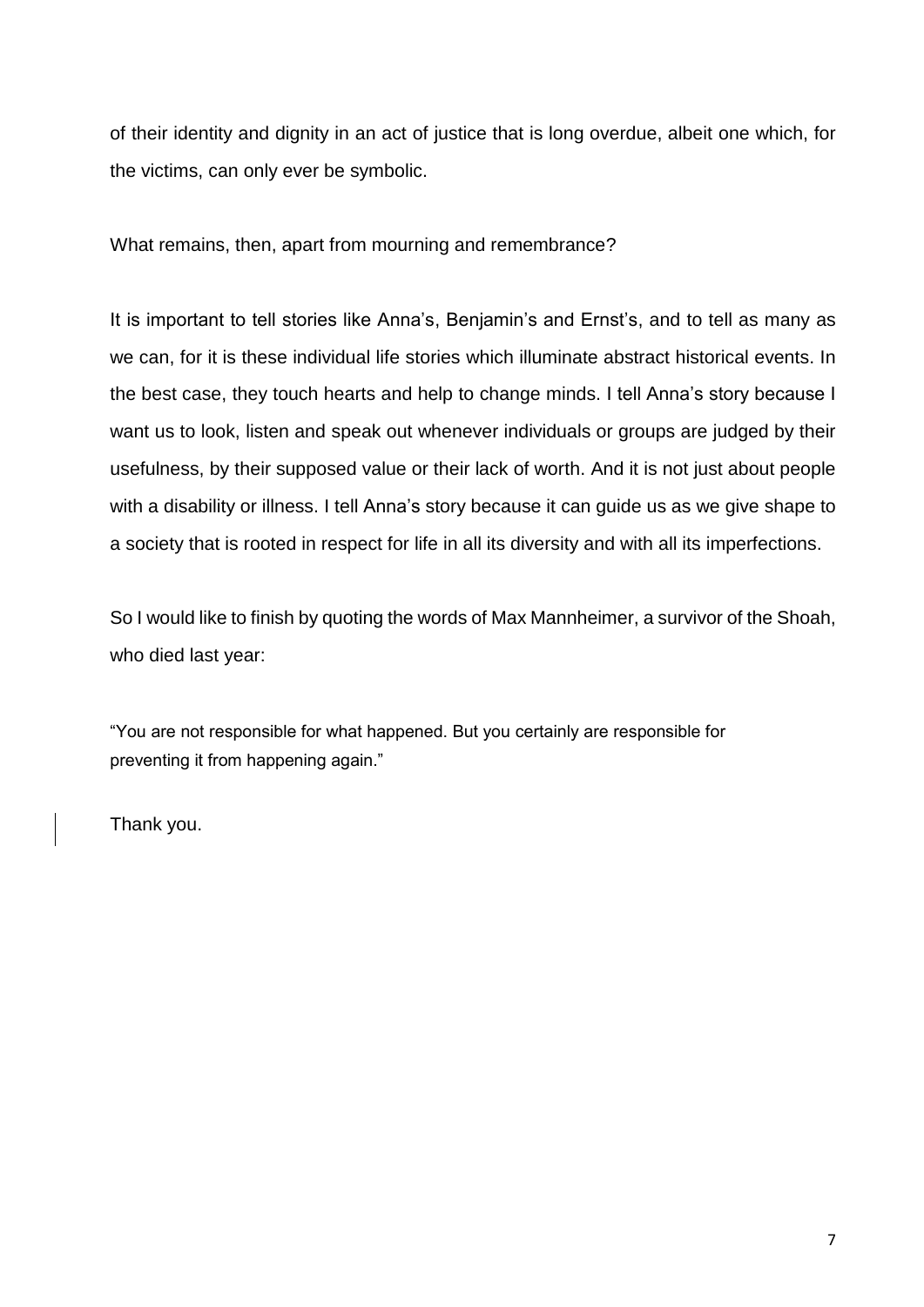of their identity and dignity in an act of justice that is long overdue, albeit one which, for the victims, can only ever be symbolic.

What remains, then, apart from mourning and remembrance?

It is important to tell stories like Anna's, Benjamin's and Ernst's, and to tell as many as we can, for it is these individual life stories which illuminate abstract historical events. In the best case, they touch hearts and help to change minds. I tell Anna's story because I want us to look, listen and speak out whenever individuals or groups are judged by their usefulness, by their supposed value or their lack of worth. And it is not just about people with a disability or illness. I tell Anna's story because it can guide us as we give shape to a society that is rooted in respect for life in all its diversity and with all its imperfections.

So I would like to finish by quoting the words of Max Mannheimer, a survivor of the Shoah, who died last year:

> "You are not responsible for what happened. But you certainly are responsible for preventing it from happening again."

Thank you.